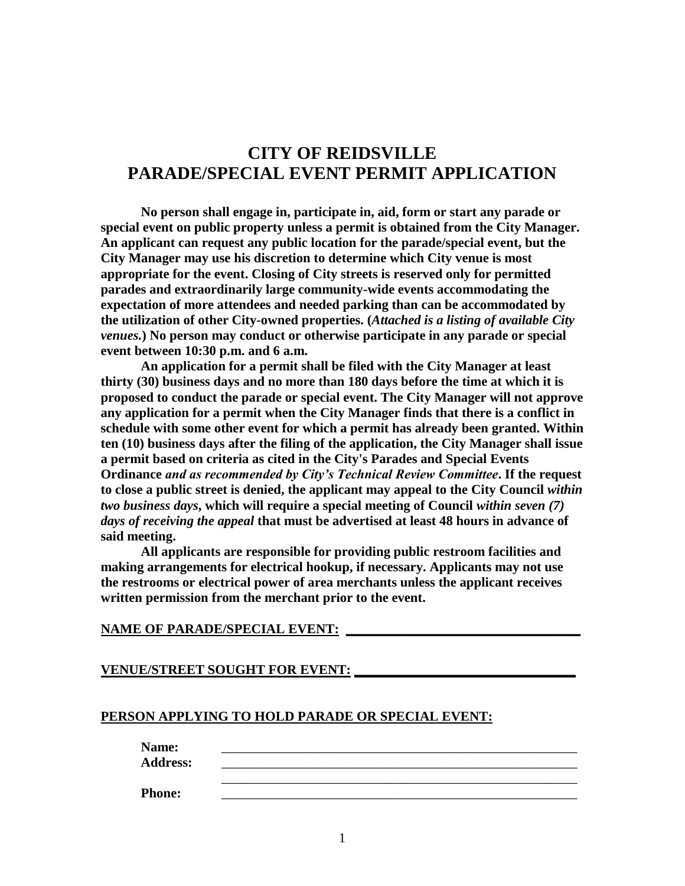# CITY OF REIDSVILLE
# PARADE/SPECIAL EVENT PERMIT APPLICATION

**No person shall engage in, participate in, aid, form or start any parade or special event on public property unless a permit is obtained from the City Manager. An applicant can request any public location for the parade/special event, but the City Manager may use his discretion to determine which City venue is most appropriate for the event. Closing of City streets is reserved only for permitted parades and extraordinarily large community-wide events accommodating the expectation of more attendees and needed parking than can be accommodated by the utilization of other City-owned properties. (*Attached is a listing of available City venues.*) No person may conduct or otherwise participate in any parade or special event between 10:30 p.m. and 6 a.m.**

**An application for a permit shall be filed with the City Manager at least thirty (30) business days and no more than 180 days before the time at which it is proposed to conduct the parade or special event. The City Manager will not approve any application for a permit when the City Manager finds that there is a conflict in schedule with some other event for which a permit has already been granted. Within ten (10) business days after the filing of the application, the City Manager shall issue a permit based on criteria as cited in the City's Parades and Special Events Ordinance *and as recommended by City's Technical Review Committee*. If the request to close a public street is denied, the applicant may appeal to the City Council *within two business days*, which will require a special meeting of Council *within seven (7) days of receiving the appeal* that must be advertised at least 48 hours in advance of said meeting.**

**All applicants are responsible for providing public restroom facilities and making arrangements for electrical hookup, if necessary. Applicants may not use the restrooms or electrical power of area merchants unless the applicant receives written permission from the merchant prior to the event.**

**NAME OF PARADE/SPECIAL EVENT:** ___________________________________

**VENUE/STREET SOUGHT FOR EVENT:** ________________________________

**PERSON APPLYING TO HOLD PARADE OR SPECIAL EVENT:**

**Name:** ____________________________________________________

**Address:** ____________________________________________________

____________________________________________________

**Phone:** ____________________________________________________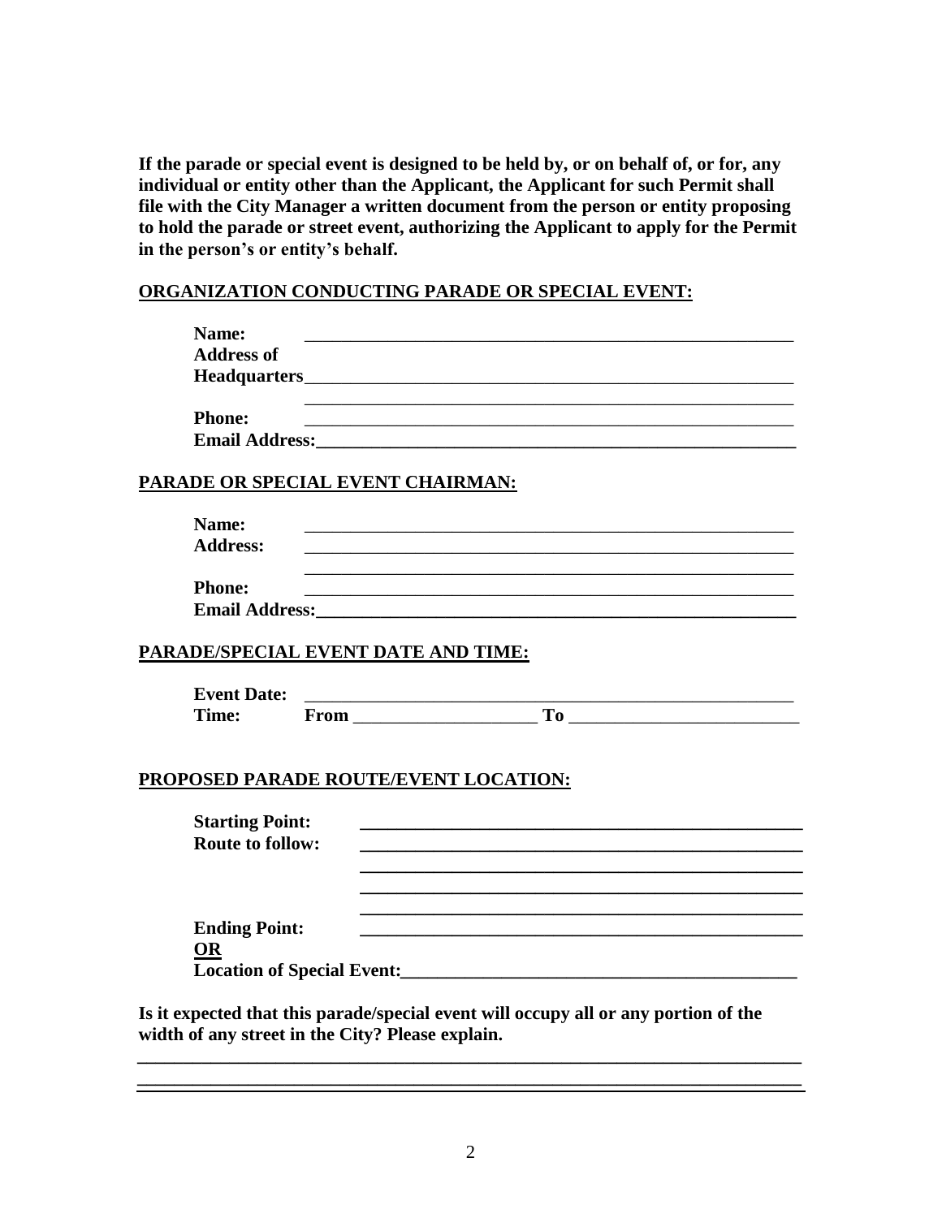**If the parade or special event is designed to be held by, or on behalf of, or for, any individual or entity other than the Applicant, the Applicant for such Permit shall file with the City Manager a written document from the person or entity proposing to hold the parade or street event, authorizing the Applicant to apply for the Permit in the person's or entity's behalf.**

## ORGANIZATION CONDUCTING PARADE OR SPECIAL EVENT:

**Name:** ______________________________________________________

**Address of Headquarters**______________________________________________________

______________________________________________________

**Phone:** ______________________________________________________

**Email Address:**______________________________________________________

## PARADE OR SPECIAL EVENT CHAIRMAN:

**Name:** ______________________________________________________

**Address:** ______________________________________________________

______________________________________________________

**Phone:** ______________________________________________________

**Email Address:**______________________________________________________

## PARADE/SPECIAL EVENT DATE AND TIME:

**Event Date:** ______________________________________________________

**Time:** **From** ____________________ **To** _________________________

## PROPOSED PARADE ROUTE/EVENT LOCATION:

**Starting Point:** ______________________________________________

**Route to follow:** ______________________________________________

______________________________________________

______________________________________________

______________________________________________

**Ending Point:** ______________________________________________

**OR**

**Location of Special Event:**____________________________________________

**Is it expected that this parade/special event will occupy all or any portion of the width of any street in the City? Please explain.**

________________________________________________________________________

________________________________________________________________________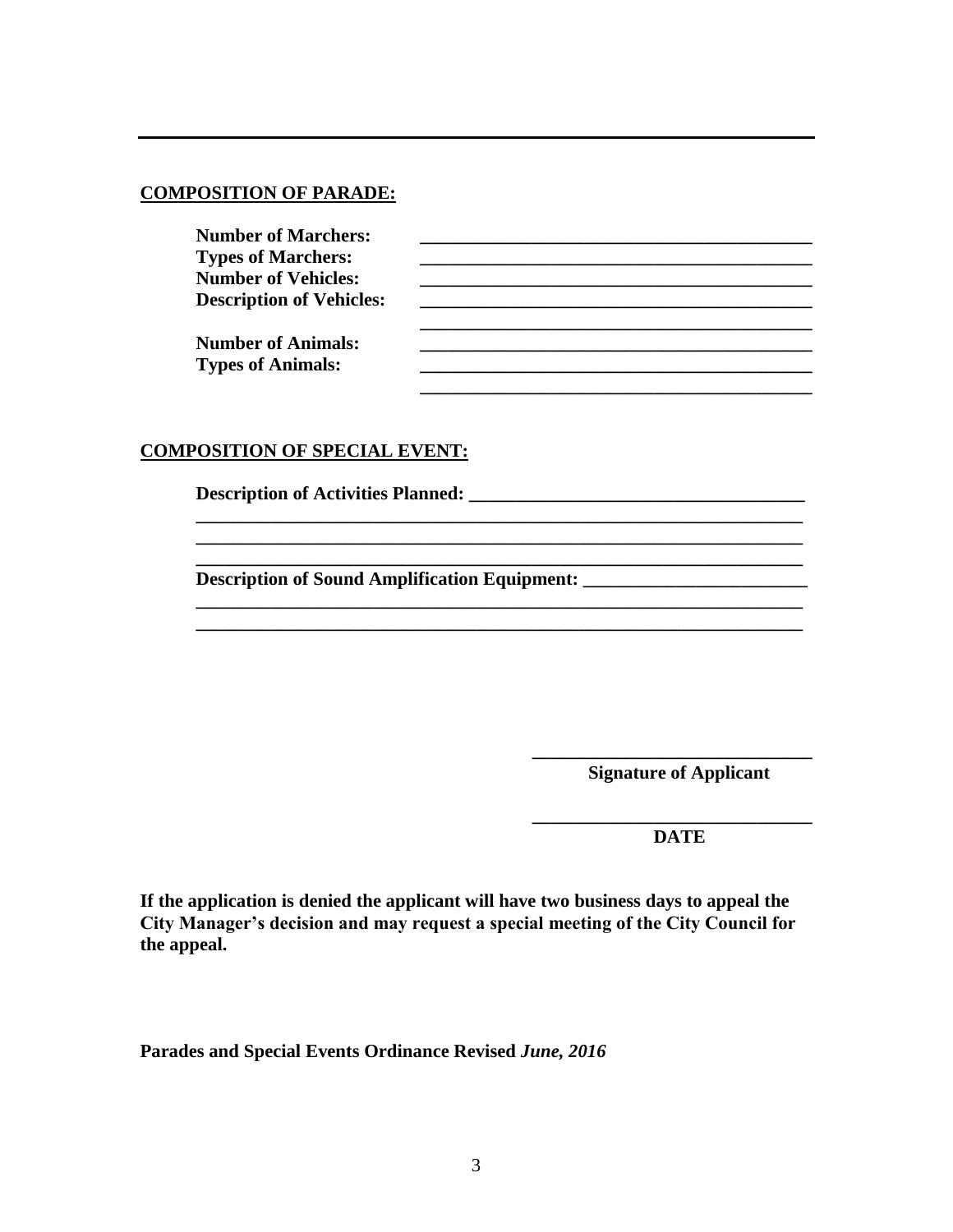---

**COMPOSITION OF PARADE:**

**Number of Marchers:** ______________________________________

**Types of Marchers:** ______________________________________

**Number of Vehicles:** ______________________________________

**Description of Vehicles:** ______________________________________

______________________________________

**Number of Animals:** ______________________________________

**Types of Animals:** ______________________________________

______________________________________

**COMPOSITION OF SPECIAL EVENT:**

**Description of Activities Planned:** ______________________________________

______________________________________________________________

______________________________________________________________

______________________________________________________________

**Description of Sound Amplification Equipment:** ________________________

______________________________________________________________

______________________________________________________________

______________________________
**Signature of Applicant**

______________________________
**DATE**

**If the application is denied the applicant will have two business days to appeal the City Manager's decision and may request a special meeting of the City Council for the appeal.**

**Parades and Special Events Ordinance Revised** ***June, 2016***